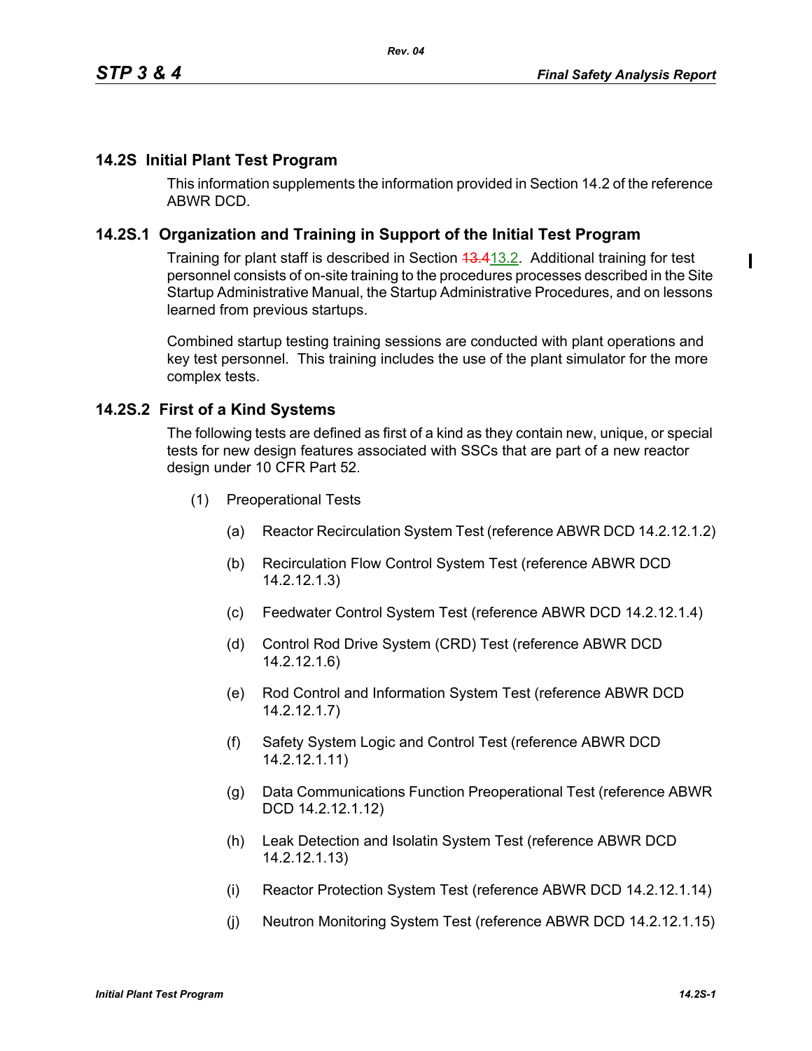## 14.2S Initial Plant Test Program

This information supplements the information provided in Section 14.2 of the reference ABWR DCD.

## 14.2S.1 Organization and Training in Support of the Initial Test Program

Training for plant staff is described in Section ~~13.4~~13.2. Additional training for test personnel consists of on-site training to the procedures processes described in the Site Startup Administrative Manual, the Startup Administrative Procedures, and on lessons learned from previous startups.

Combined startup testing training sessions are conducted with plant operations and key test personnel. This training includes the use of the plant simulator for the more complex tests.

## 14.2S.2 First of a Kind Systems

The following tests are defined as first of a kind as they contain new, unique, or special tests for new design features associated with SSCs that are part of a new reactor design under 10 CFR Part 52.

(1) Preoperational Tests

- (a) Reactor Recirculation System Test (reference ABWR DCD 14.2.12.1.2)
- (b) Recirculation Flow Control System Test (reference ABWR DCD 14.2.12.1.3)
- (c) Feedwater Control System Test (reference ABWR DCD 14.2.12.1.4)
- (d) Control Rod Drive System (CRD) Test (reference ABWR DCD 14.2.12.1.6)
- (e) Rod Control and Information System Test (reference ABWR DCD 14.2.12.1.7)
- (f) Safety System Logic and Control Test (reference ABWR DCD 14.2.12.1.11)
- (g) Data Communications Function Preoperational Test (reference ABWR DCD 14.2.12.1.12)
- (h) Leak Detection and Isolatin System Test (reference ABWR DCD 14.2.12.1.13)
- (i) Reactor Protection System Test (reference ABWR DCD 14.2.12.1.14)
- (j) Neutron Monitoring System Test (reference ABWR DCD 14.2.12.1.15)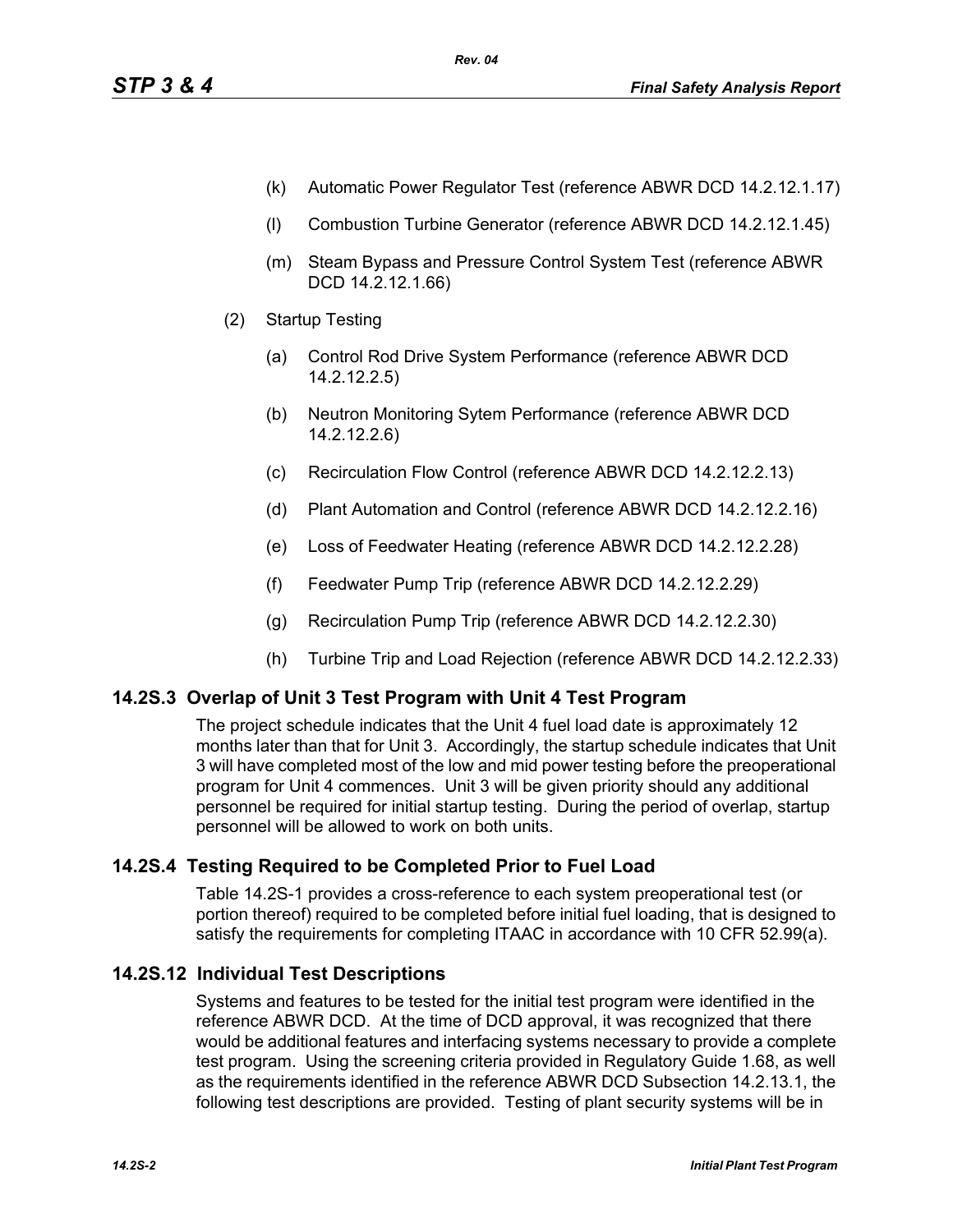(k) Automatic Power Regulator Test (reference ABWR DCD 14.2.12.1.17)

(l) Combustion Turbine Generator (reference ABWR DCD 14.2.12.1.45)

(m) Steam Bypass and Pressure Control System Test (reference ABWR DCD 14.2.12.1.66)

(2) Startup Testing

(a) Control Rod Drive System Performance (reference ABWR DCD 14.2.12.2.5)

(b) Neutron Monitoring Sytem Performance (reference ABWR DCD 14.2.12.2.6)

(c) Recirculation Flow Control (reference ABWR DCD 14.2.12.2.13)

(d) Plant Automation and Control (reference ABWR DCD 14.2.12.2.16)

(e) Loss of Feedwater Heating (reference ABWR DCD 14.2.12.2.28)

(f) Feedwater Pump Trip (reference ABWR DCD 14.2.12.2.29)

(g) Recirculation Pump Trip (reference ABWR DCD 14.2.12.2.30)

(h) Turbine Trip and Load Rejection (reference ABWR DCD 14.2.12.2.33)

## 14.2S.3 Overlap of Unit 3 Test Program with Unit 4 Test Program

The project schedule indicates that the Unit 4 fuel load date is approximately 12 months later than that for Unit 3. Accordingly, the startup schedule indicates that Unit 3 will have completed most of the low and mid power testing before the preoperational program for Unit 4 commences. Unit 3 will be given priority should any additional personnel be required for initial startup testing. During the period of overlap, startup personnel will be allowed to work on both units.

## 14.2S.4 Testing Required to be Completed Prior to Fuel Load

Table 14.2S-1 provides a cross-reference to each system preoperational test (or portion thereof) required to be completed before initial fuel loading, that is designed to satisfy the requirements for completing ITAAC in accordance with 10 CFR 52.99(a).

## 14.2S.12 Individual Test Descriptions

Systems and features to be tested for the initial test program were identified in the reference ABWR DCD. At the time of DCD approval, it was recognized that there would be additional features and interfacing systems necessary to provide a complete test program. Using the screening criteria provided in Regulatory Guide 1.68, as well as the requirements identified in the reference ABWR DCD Subsection 14.2.13.1, the following test descriptions are provided. Testing of plant security systems will be in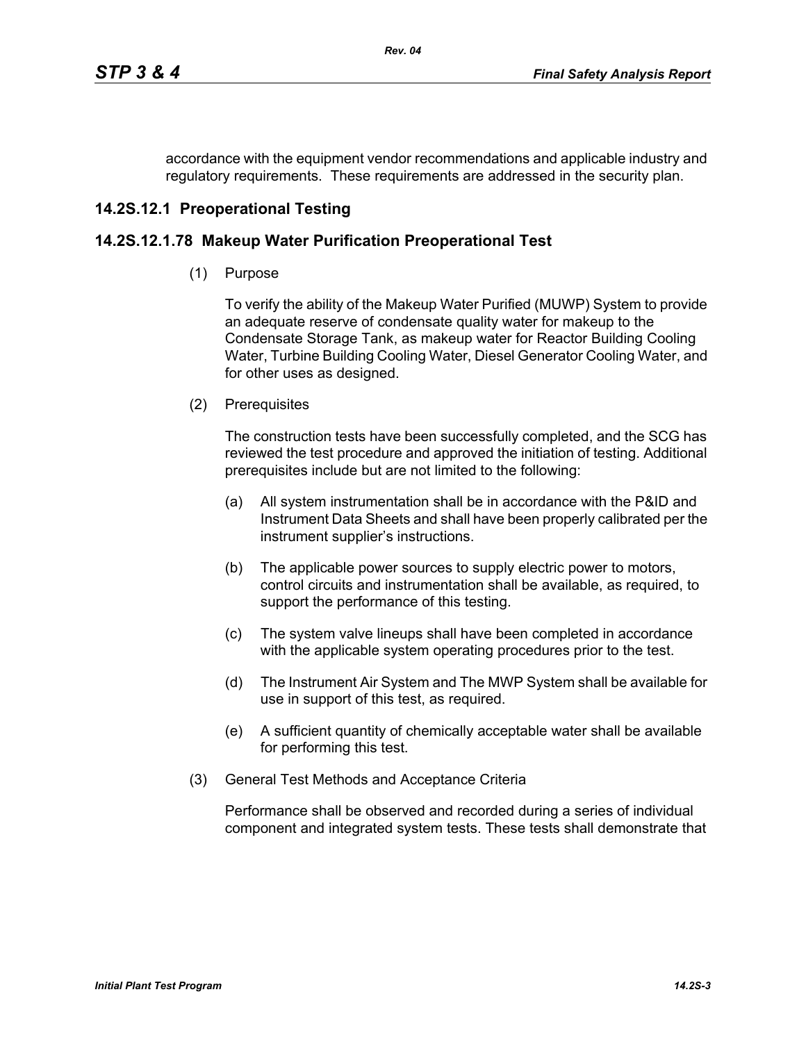accordance with the equipment vendor recommendations and applicable industry and regulatory requirements. These requirements are addressed in the security plan.

## 14.2S.12.1 Preoperational Testing

## 14.2S.12.1.78 Makeup Water Purification Preoperational Test

(1) Purpose

To verify the ability of the Makeup Water Purified (MUWP) System to provide an adequate reserve of condensate quality water for makeup to the Condensate Storage Tank, as makeup water for Reactor Building Cooling Water, Turbine Building Cooling Water, Diesel Generator Cooling Water, and for other uses as designed.

(2) Prerequisites

The construction tests have been successfully completed, and the SCG has reviewed the test procedure and approved the initiation of testing. Additional prerequisites include but are not limited to the following:

(a) All system instrumentation shall be in accordance with the P&ID and Instrument Data Sheets and shall have been properly calibrated per the instrument supplier's instructions.

(b) The applicable power sources to supply electric power to motors, control circuits and instrumentation shall be available, as required, to support the performance of this testing.

(c) The system valve lineups shall have been completed in accordance with the applicable system operating procedures prior to the test.

(d) The Instrument Air System and The MWP System shall be available for use in support of this test, as required.

(e) A sufficient quantity of chemically acceptable water shall be available for performing this test.

(3) General Test Methods and Acceptance Criteria

Performance shall be observed and recorded during a series of individual component and integrated system tests. These tests shall demonstrate that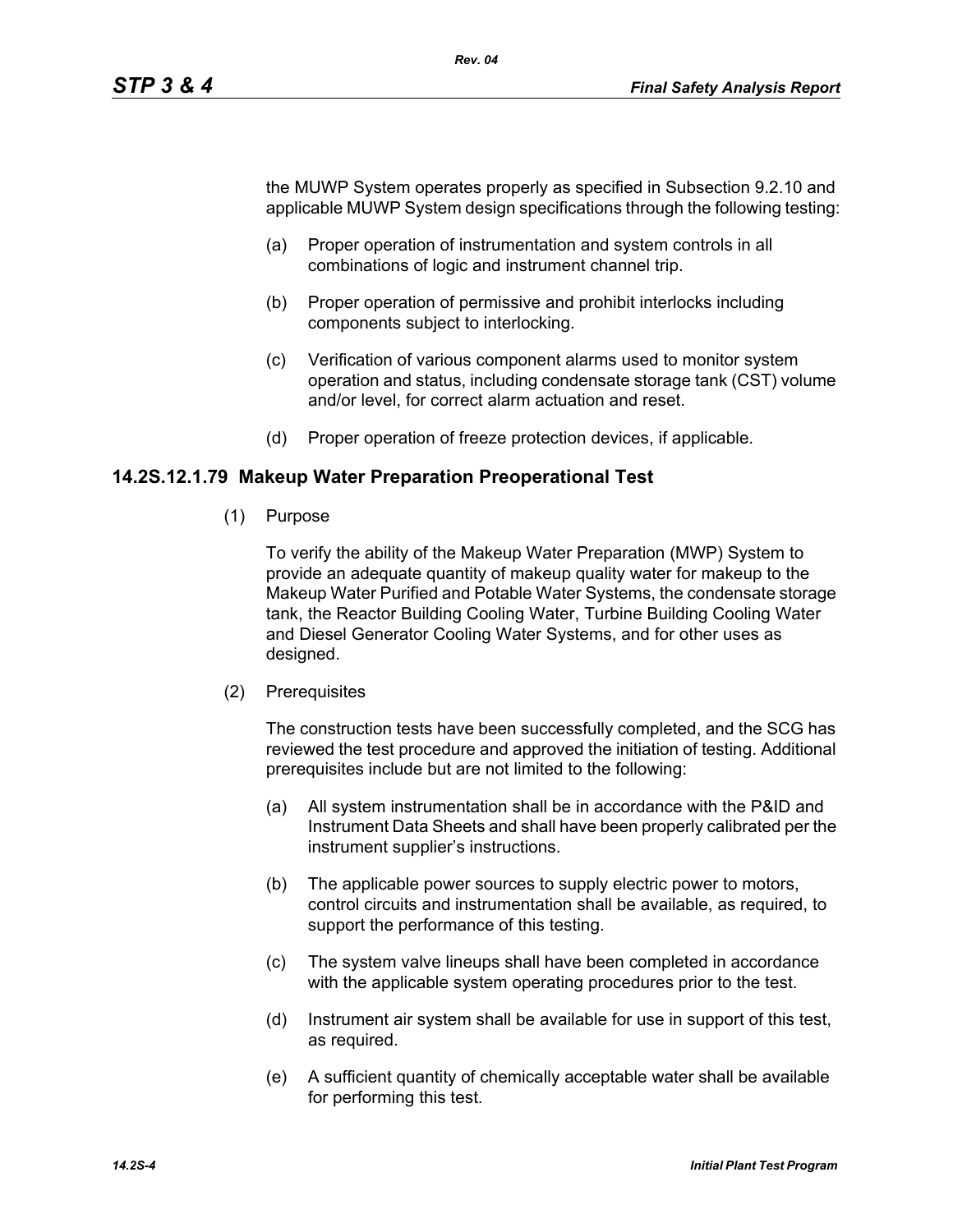the MUWP System operates properly as specified in Subsection 9.2.10 and applicable MUWP System design specifications through the following testing:

(a) Proper operation of instrumentation and system controls in all combinations of logic and instrument channel trip.

(b) Proper operation of permissive and prohibit interlocks including components subject to interlocking.

(c) Verification of various component alarms used to monitor system operation and status, including condensate storage tank (CST) volume and/or level, for correct alarm actuation and reset.

(d) Proper operation of freeze protection devices, if applicable.

### 14.2S.12.1.79 Makeup Water Preparation Preoperational Test

(1) Purpose

To verify the ability of the Makeup Water Preparation (MWP) System to provide an adequate quantity of makeup quality water for makeup to the Makeup Water Purified and Potable Water Systems, the condensate storage tank, the Reactor Building Cooling Water, Turbine Building Cooling Water and Diesel Generator Cooling Water Systems, and for other uses as designed.

(2) Prerequisites

The construction tests have been successfully completed, and the SCG has reviewed the test procedure and approved the initiation of testing. Additional prerequisites include but are not limited to the following:

(a) All system instrumentation shall be in accordance with the P&ID and Instrument Data Sheets and shall have been properly calibrated per the instrument supplier's instructions.

(b) The applicable power sources to supply electric power to motors, control circuits and instrumentation shall be available, as required, to support the performance of this testing.

(c) The system valve lineups shall have been completed in accordance with the applicable system operating procedures prior to the test.

(d) Instrument air system shall be available for use in support of this test, as required.

(e) A sufficient quantity of chemically acceptable water shall be available for performing this test.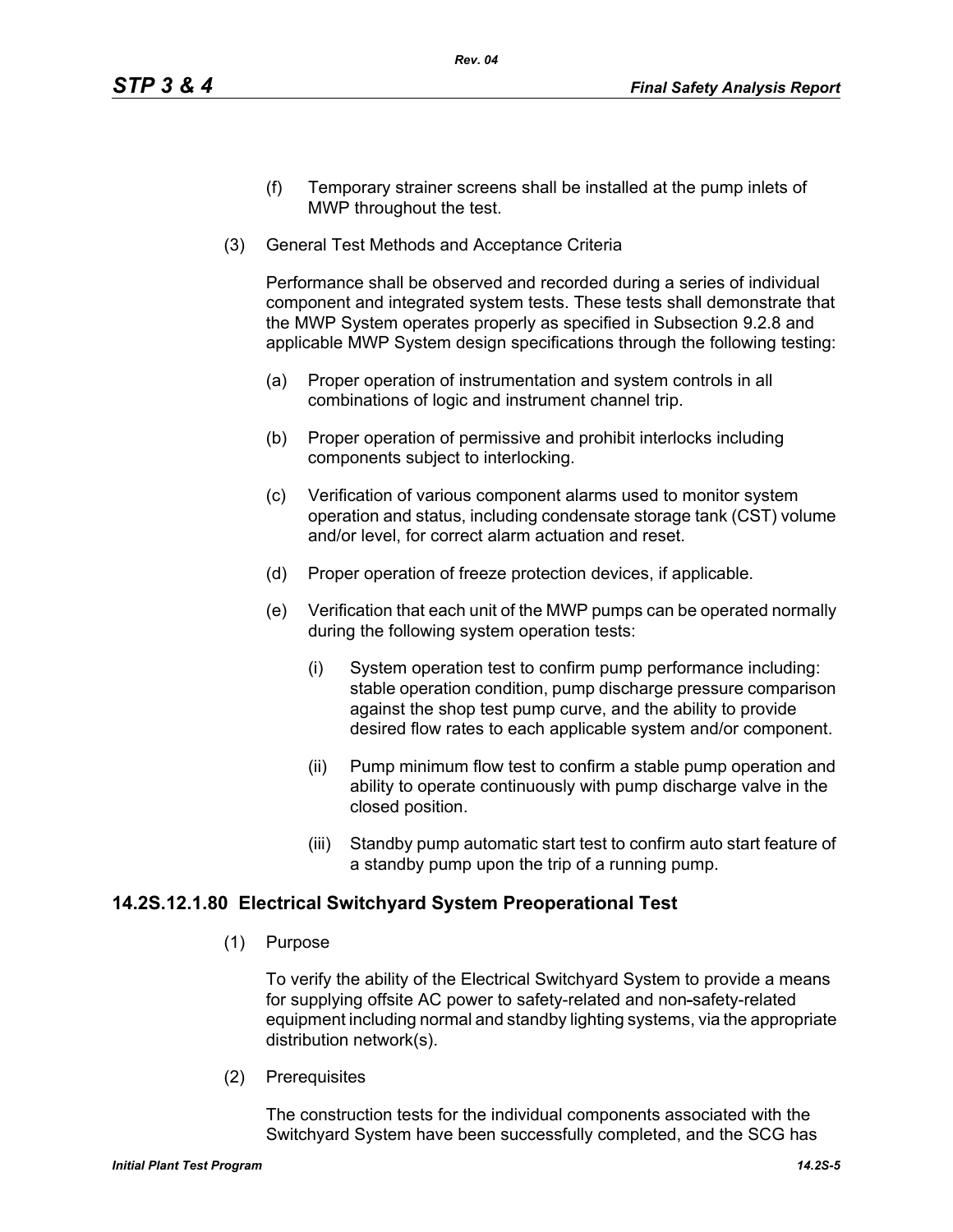(f) Temporary strainer screens shall be installed at the pump inlets of MWP throughout the test.

(3) General Test Methods and Acceptance Criteria

Performance shall be observed and recorded during a series of individual component and integrated system tests. These tests shall demonstrate that the MWP System operates properly as specified in Subsection 9.2.8 and applicable MWP System design specifications through the following testing:

(a) Proper operation of instrumentation and system controls in all combinations of logic and instrument channel trip.

(b) Proper operation of permissive and prohibit interlocks including components subject to interlocking.

(c) Verification of various component alarms used to monitor system operation and status, including condensate storage tank (CST) volume and/or level, for correct alarm actuation and reset.

(d) Proper operation of freeze protection devices, if applicable.

(e) Verification that each unit of the MWP pumps can be operated normally during the following system operation tests:

(i) System operation test to confirm pump performance including: stable operation condition, pump discharge pressure comparison against the shop test pump curve, and the ability to provide desired flow rates to each applicable system and/or component.

(ii) Pump minimum flow test to confirm a stable pump operation and ability to operate continuously with pump discharge valve in the closed position.

(iii) Standby pump automatic start test to confirm auto start feature of a standby pump upon the trip of a running pump.

### 14.2S.12.1.80 Electrical Switchyard System Preoperational Test

(1) Purpose

To verify the ability of the Electrical Switchyard System to provide a means for supplying offsite AC power to safety-related and non-safety-related equipment including normal and standby lighting systems, via the appropriate distribution network(s).

(2) Prerequisites

The construction tests for the individual components associated with the Switchyard System have been successfully completed, and the SCG has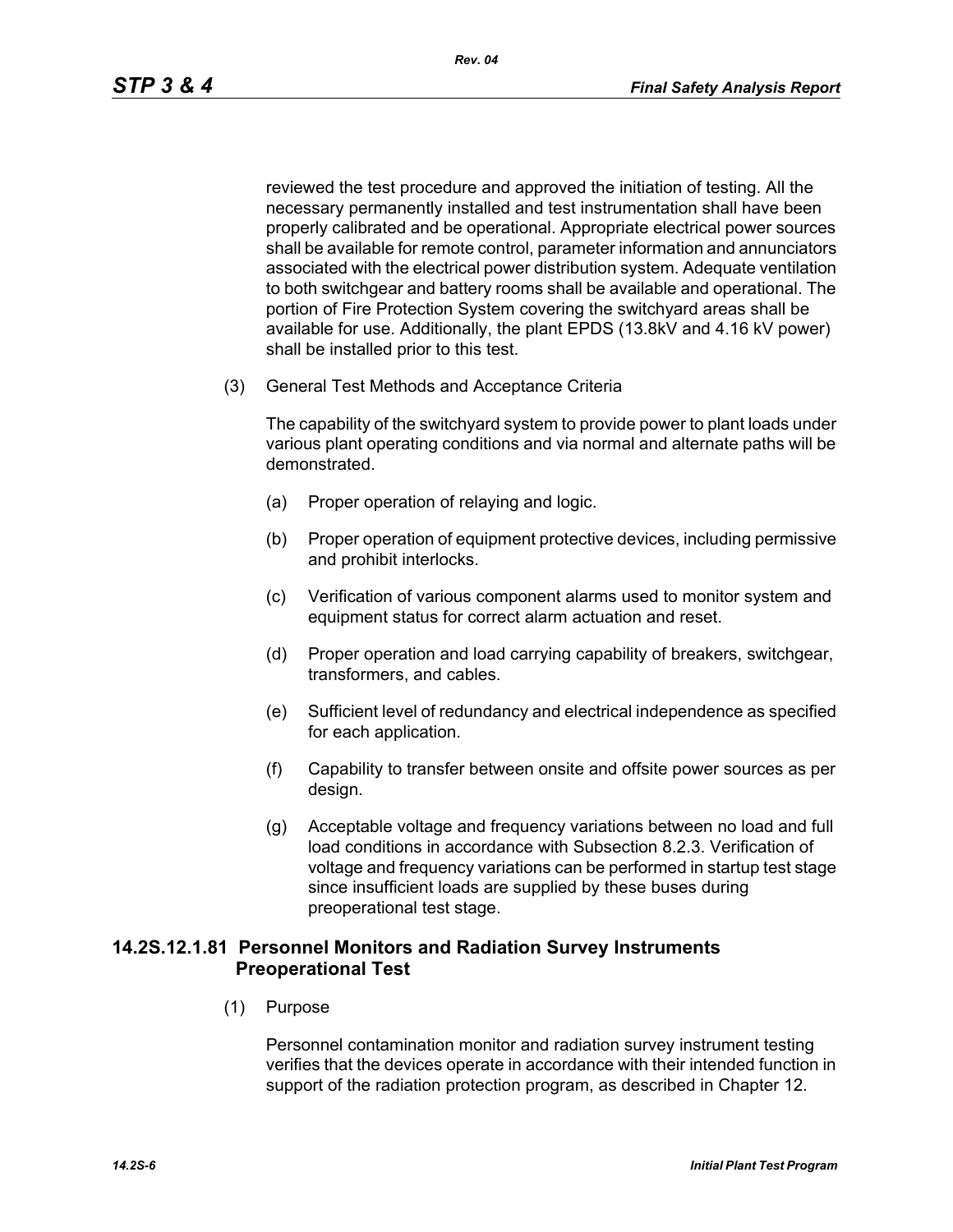reviewed the test procedure and approved the initiation of testing. All the necessary permanently installed and test instrumentation shall have been properly calibrated and be operational. Appropriate electrical power sources shall be available for remote control, parameter information and annunciators associated with the electrical power distribution system. Adequate ventilation to both switchgear and battery rooms shall be available and operational. The portion of Fire Protection System covering the switchyard areas shall be available for use. Additionally, the plant EPDS (13.8kV and 4.16 kV power) shall be installed prior to this test.

(3) General Test Methods and Acceptance Criteria

The capability of the switchyard system to provide power to plant loads under various plant operating conditions and via normal and alternate paths will be demonstrated.

(a) Proper operation of relaying and logic.

(b) Proper operation of equipment protective devices, including permissive and prohibit interlocks.

(c) Verification of various component alarms used to monitor system and equipment status for correct alarm actuation and reset.

(d) Proper operation and load carrying capability of breakers, switchgear, transformers, and cables.

(e) Sufficient level of redundancy and electrical independence as specified for each application.

(f) Capability to transfer between onsite and offsite power sources as per design.

(g) Acceptable voltage and frequency variations between no load and full load conditions in accordance with Subsection 8.2.3. Verification of voltage and frequency variations can be performed in startup test stage since insufficient loads are supplied by these buses during preoperational test stage.

### 14.2S.12.1.81 Personnel Monitors and Radiation Survey Instruments Preoperational Test

(1) Purpose

Personnel contamination monitor and radiation survey instrument testing verifies that the devices operate in accordance with their intended function in support of the radiation protection program, as described in Chapter 12.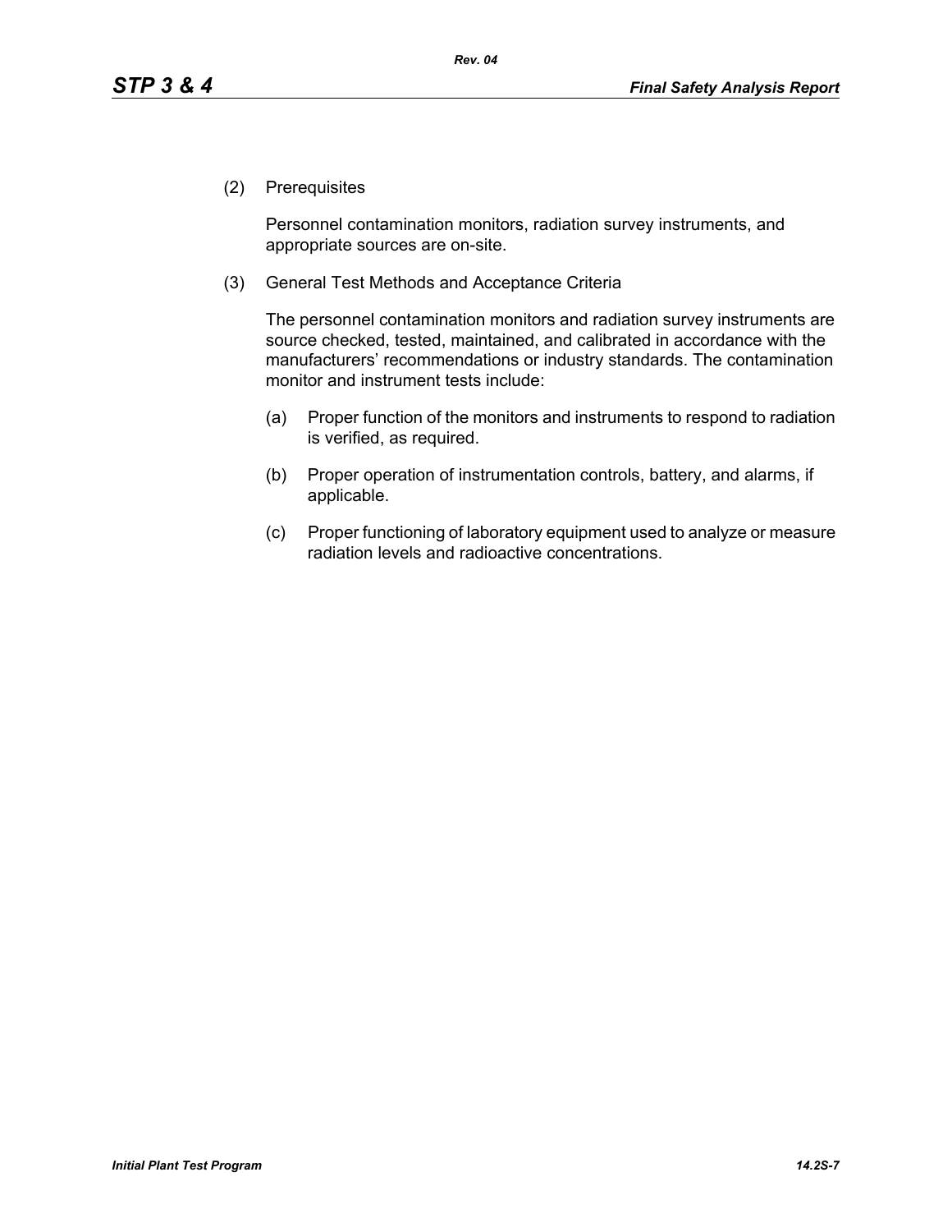(2) Prerequisites

Personnel contamination monitors, radiation survey instruments, and appropriate sources are on-site.

(3) General Test Methods and Acceptance Criteria

The personnel contamination monitors and radiation survey instruments are source checked, tested, maintained, and calibrated in accordance with the manufacturers' recommendations or industry standards. The contamination monitor and instrument tests include:

(a) Proper function of the monitors and instruments to respond to radiation is verified, as required.

(b) Proper operation of instrumentation controls, battery, and alarms, if applicable.

(c) Proper functioning of laboratory equipment used to analyze or measure radiation levels and radioactive concentrations.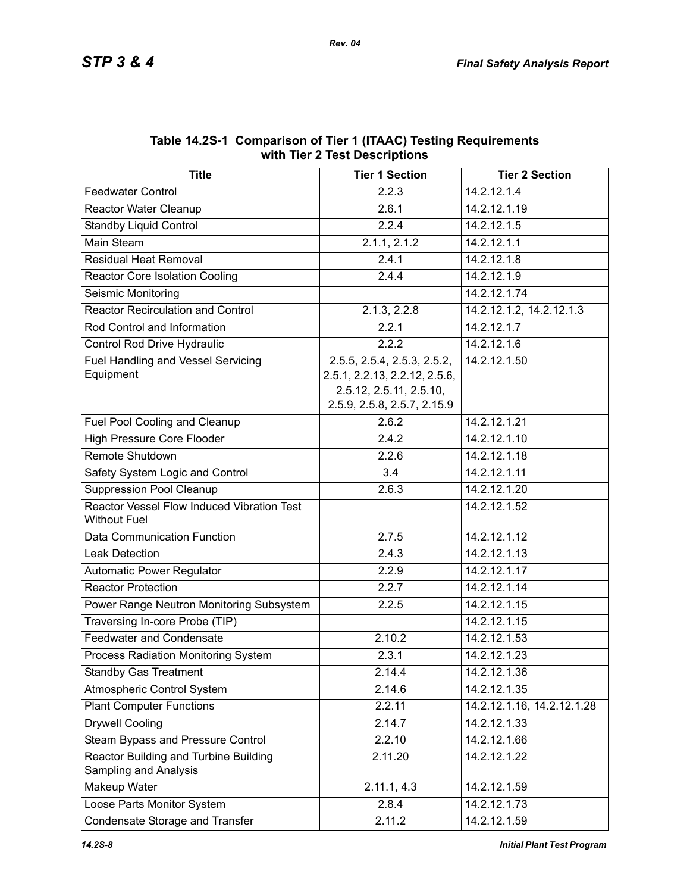**Table 14.2S-1 Comparison of Tier 1 (ITAAC) Testing Requirements with Tier 2 Test Descriptions**

| Title | Tier 1 Section | Tier 2 Section |
|---|---|---|
| Feedwater Control | 2.2.3 | 14.2.12.1.4 |
| Reactor Water Cleanup | 2.6.1 | 14.2.12.1.19 |
| Standby Liquid Control | 2.2.4 | 14.2.12.1.5 |
| Main Steam | 2.1.1, 2.1.2 | 14.2.12.1.1 |
| Residual Heat Removal | 2.4.1 | 14.2.12.1.8 |
| Reactor Core Isolation Cooling | 2.4.4 | 14.2.12.1.9 |
| Seismic Monitoring | | 14.2.12.1.74 |
| Reactor Recirculation and Control | 2.1.3, 2.2.8 | 14.2.12.1.2, 14.2.12.1.3 |
| Rod Control and Information | 2.2.1 | 14.2.12.1.7 |
| Control Rod Drive Hydraulic | 2.2.2 | 14.2.12.1.6 |
| Fuel Handling and Vessel Servicing Equipment | 2.5.5, 2.5.4, 2.5.3, 2.5.2, 2.5.1, 2.2.13, 2.2.12, 2.5.6, 2.5.12, 2.5.11, 2.5.10, 2.5.9, 2.5.8, 2.5.7, 2.15.9 | 14.2.12.1.50 |
| Fuel Pool Cooling and Cleanup | 2.6.2 | 14.2.12.1.21 |
| High Pressure Core Flooder | 2.4.2 | 14.2.12.1.10 |
| Remote Shutdown | 2.2.6 | 14.2.12.1.18 |
| Safety System Logic and Control | 3.4 | 14.2.12.1.11 |
| Suppression Pool Cleanup | 2.6.3 | 14.2.12.1.20 |
| Reactor Vessel Flow Induced Vibration Test Without Fuel | | 14.2.12.1.52 |
| Data Communication Function | 2.7.5 | 14.2.12.1.12 |
| Leak Detection | 2.4.3 | 14.2.12.1.13 |
| Automatic Power Regulator | 2.2.9 | 14.2.12.1.17 |
| Reactor Protection | 2.2.7 | 14.2.12.1.14 |
| Power Range Neutron Monitoring Subsystem | 2.2.5 | 14.2.12.1.15 |
| Traversing In-core Probe (TIP) | | 14.2.12.1.15 |
| Feedwater and Condensate | 2.10.2 | 14.2.12.1.53 |
| Process Radiation Monitoring System | 2.3.1 | 14.2.12.1.23 |
| Standby Gas Treatment | 2.14.4 | 14.2.12.1.36 |
| Atmospheric Control System | 2.14.6 | 14.2.12.1.35 |
| Plant Computer Functions | 2.2.11 | 14.2.12.1.16, 14.2.12.1.28 |
| Drywell Cooling | 2.14.7 | 14.2.12.1.33 |
| Steam Bypass and Pressure Control | 2.2.10 | 14.2.12.1.66 |
| Reactor Building and Turbine Building Sampling and Analysis | 2.11.20 | 14.2.12.1.22 |
| Makeup Water | 2.11.1, 4.3 | 14.2.12.1.59 |
| Loose Parts Monitor System | 2.8.4 | 14.2.12.1.73 |
| Condensate Storage and Transfer | 2.11.2 | 14.2.12.1.59 |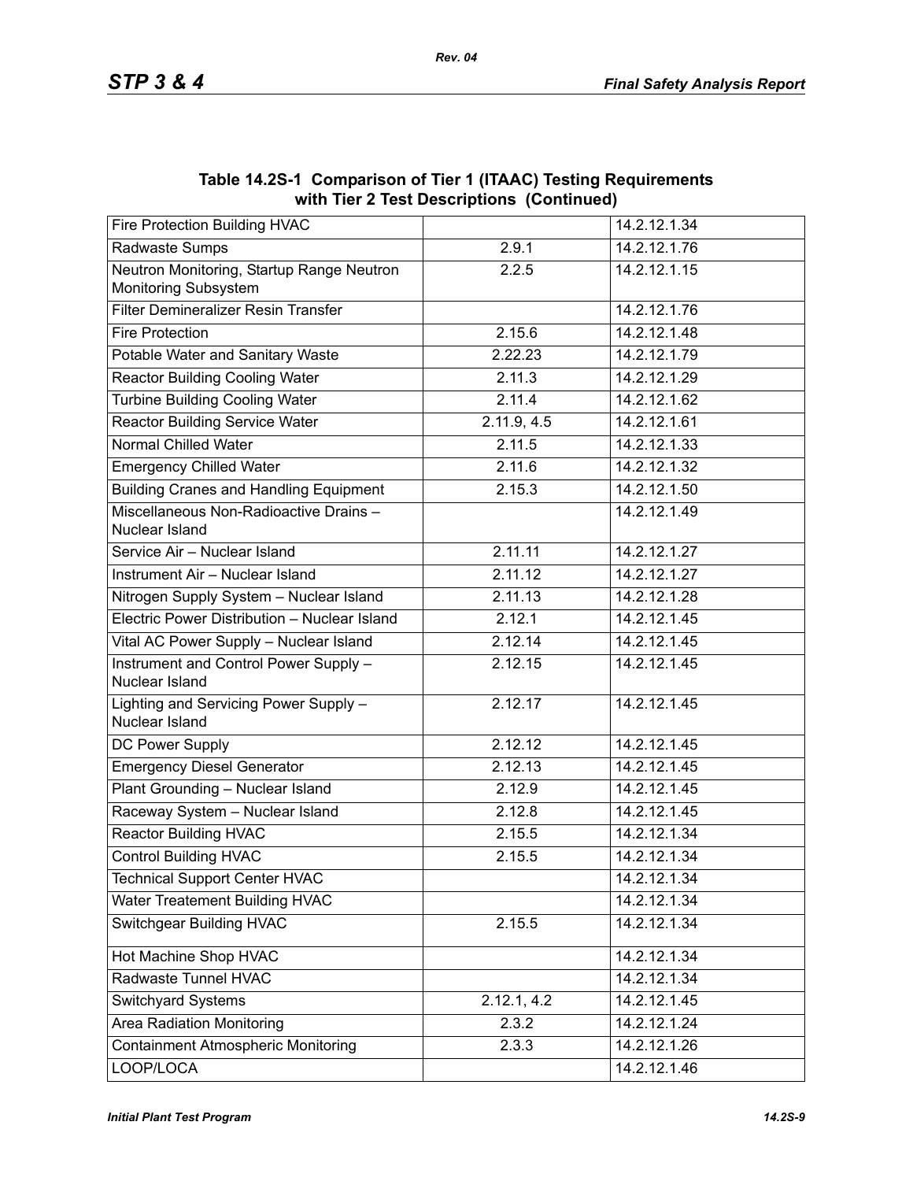**Table 14.2S-1 Comparison of Tier 1 (ITAAC) Testing Requirements with Tier 2 Test Descriptions (Continued)**

| | | |
|---|---|---|
| Fire Protection Building HVAC | | 14.2.12.1.34 |
| Radwaste Sumps | 2.9.1 | 14.2.12.1.76 |
| Neutron Monitoring, Startup Range Neutron Monitoring Subsystem | 2.2.5 | 14.2.12.1.15 |
| Filter Demineralizer Resin Transfer | | 14.2.12.1.76 |
| Fire Protection | 2.15.6 | 14.2.12.1.48 |
| Potable Water and Sanitary Waste | 2.22.23 | 14.2.12.1.79 |
| Reactor Building Cooling Water | 2.11.3 | 14.2.12.1.29 |
| Turbine Building Cooling Water | 2.11.4 | 14.2.12.1.62 |
| Reactor Building Service Water | 2.11.9, 4.5 | 14.2.12.1.61 |
| Normal Chilled Water | 2.11.5 | 14.2.12.1.33 |
| Emergency Chilled Water | 2.11.6 | 14.2.12.1.32 |
| Building Cranes and Handling Equipment | 2.15.3 | 14.2.12.1.50 |
| Miscellaneous Non-Radioactive Drains – Nuclear Island | | 14.2.12.1.49 |
| Service Air – Nuclear Island | 2.11.11 | 14.2.12.1.27 |
| Instrument Air – Nuclear Island | 2.11.12 | 14.2.12.1.27 |
| Nitrogen Supply System – Nuclear Island | 2.11.13 | 14.2.12.1.28 |
| Electric Power Distribution – Nuclear Island | 2.12.1 | 14.2.12.1.45 |
| Vital AC Power Supply – Nuclear Island | 2.12.14 | 14.2.12.1.45 |
| Instrument and Control Power Supply – Nuclear Island | 2.12.15 | 14.2.12.1.45 |
| Lighting and Servicing Power Supply – Nuclear Island | 2.12.17 | 14.2.12.1.45 |
| DC Power Supply | 2.12.12 | 14.2.12.1.45 |
| Emergency Diesel Generator | 2.12.13 | 14.2.12.1.45 |
| Plant Grounding – Nuclear Island | 2.12.9 | 14.2.12.1.45 |
| Raceway System – Nuclear Island | 2.12.8 | 14.2.12.1.45 |
| Reactor Building HVAC | 2.15.5 | 14.2.12.1.34 |
| Control Building HVAC | 2.15.5 | 14.2.12.1.34 |
| Technical Support Center HVAC | | 14.2.12.1.34 |
| Water Treatement Building HVAC | | 14.2.12.1.34 |
| Switchgear Building HVAC | 2.15.5 | 14.2.12.1.34 |
| Hot Machine Shop HVAC | | 14.2.12.1.34 |
| Radwaste Tunnel HVAC | | 14.2.12.1.34 |
| Switchyard Systems | 2.12.1, 4.2 | 14.2.12.1.45 |
| Area Radiation Monitoring | 2.3.2 | 14.2.12.1.24 |
| Containment Atmospheric Monitoring | 2.3.3 | 14.2.12.1.26 |
| LOOP/LOCA | | 14.2.12.1.46 |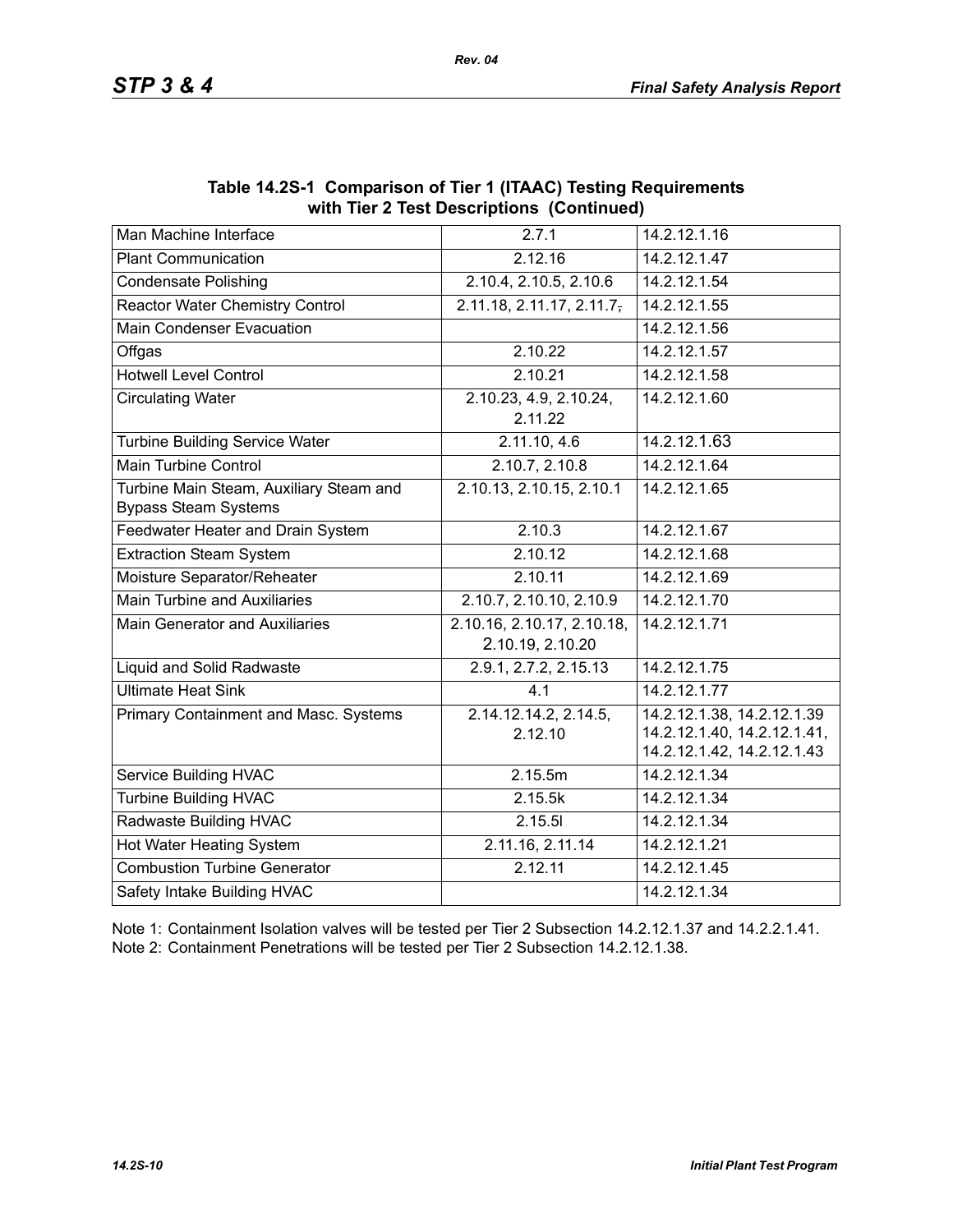**Table 14.2S-1 Comparison of Tier 1 (ITAAC) Testing Requirements with Tier 2 Test Descriptions (Continued)**

| | | |
|---|---|---|
| Man Machine Interface | 2.7.1 | 14.2.12.1.16 |
| Plant Communication | 2.12.16 | 14.2.12.1.47 |
| Condensate Polishing | 2.10.4, 2.10.5, 2.10.6 | 14.2.12.1.54 |
| Reactor Water Chemistry Control | 2.11.18, 2.11.17, 2.11.7, | 14.2.12.1.55 |
| Main Condenser Evacuation | | 14.2.12.1.56 |
| Offgas | 2.10.22 | 14.2.12.1.57 |
| Hotwell Level Control | 2.10.21 | 14.2.12.1.58 |
| Circulating Water | 2.10.23, 4.9, 2.10.24, 2.11.22 | 14.2.12.1.60 |
| Turbine Building Service Water | 2.11.10, 4.6 | 14.2.12.1.63 |
| Main Turbine Control | 2.10.7, 2.10.8 | 14.2.12.1.64 |
| Turbine Main Steam, Auxiliary Steam and Bypass Steam Systems | 2.10.13, 2.10.15, 2.10.1 | 14.2.12.1.65 |
| Feedwater Heater and Drain System | 2.10.3 | 14.2.12.1.67 |
| Extraction Steam System | 2.10.12 | 14.2.12.1.68 |
| Moisture Separator/Reheater | 2.10.11 | 14.2.12.1.69 |
| Main Turbine and Auxiliaries | 2.10.7, 2.10.10, 2.10.9 | 14.2.12.1.70 |
| Main Generator and Auxiliaries | 2.10.16, 2.10.17, 2.10.18, 2.10.19, 2.10.20 | 14.2.12.1.71 |
| Liquid and Solid Radwaste | 2.9.1, 2.7.2, 2.15.13 | 14.2.12.1.75 |
| Ultimate Heat Sink | 4.1 | 14.2.12.1.77 |
| Primary Containment and Masc. Systems | 2.14.12.14.2, 2.14.5, 2.12.10 | 14.2.12.1.38, 14.2.12.1.39 14.2.12.1.40, 14.2.12.1.41, 14.2.12.1.42, 14.2.12.1.43 |
| Service Building HVAC | 2.15.5m | 14.2.12.1.34 |
| Turbine Building HVAC | 2.15.5k | 14.2.12.1.34 |
| Radwaste Building HVAC | 2.15.5l | 14.2.12.1.34 |
| Hot Water Heating System | 2.11.16, 2.11.14 | 14.2.12.1.21 |
| Combustion Turbine Generator | 2.12.11 | 14.2.12.1.45 |
| Safety Intake Building HVAC | | 14.2.12.1.34 |

Note 1: Containment Isolation valves will be tested per Tier 2 Subsection 14.2.12.1.37 and 14.2.2.1.41.

Note 2: Containment Penetrations will be tested per Tier 2 Subsection 14.2.12.1.38.